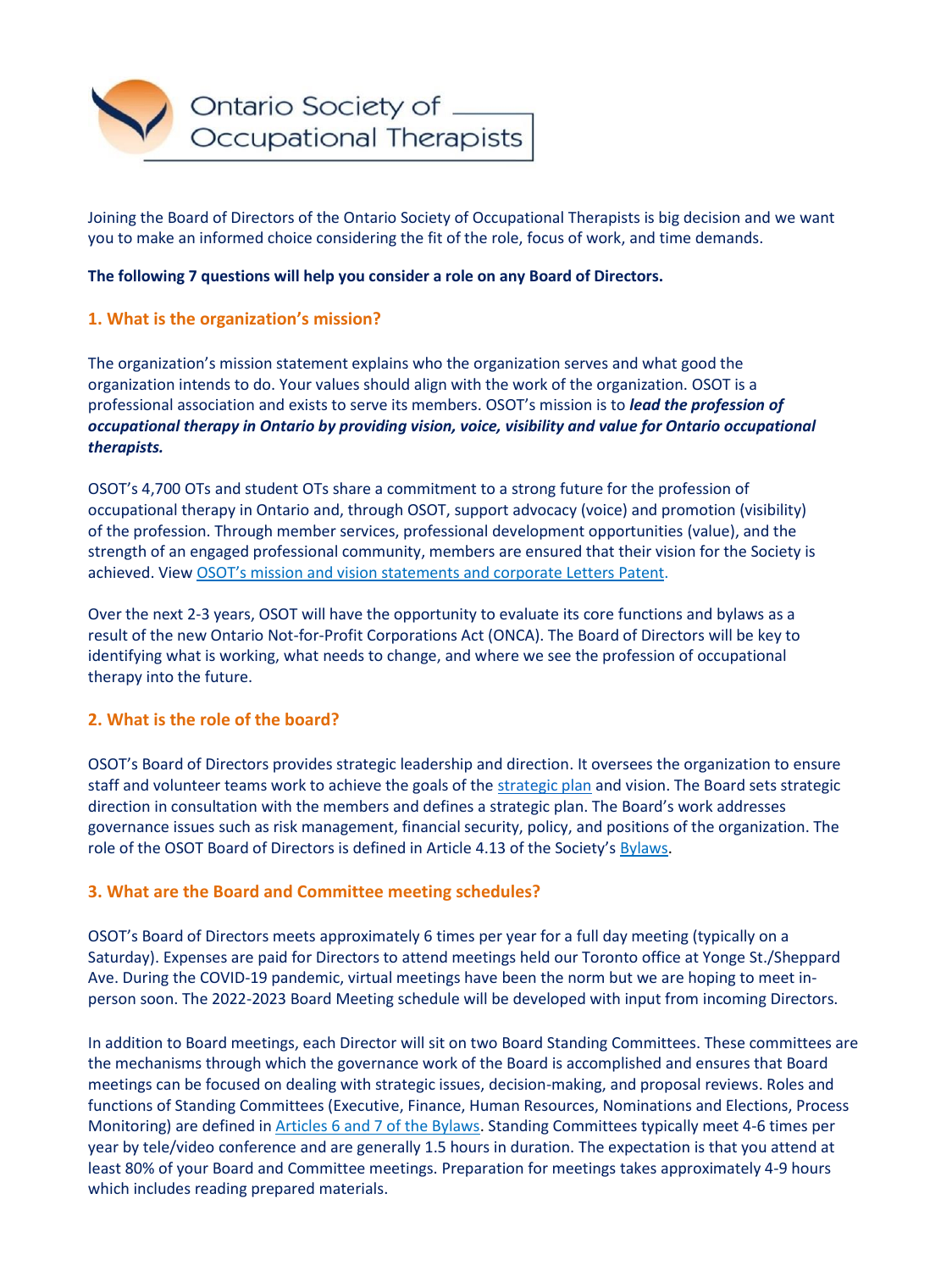Ontario Society of Occupational Therapists

Joining the Board of Directors of the Ontario Society of Occupational Therapists is big decision and we want you to make an informed choice considering the fit of the role, focus of work, and time demands.

**The following 7 questions will help you consider a role on any Board of Directors.**

## 1. What is the organization's mission?

The organization's mission statement explains who the organization serves and what good the organization intends to do. Your values should align with the work of the organization. OSOT is a professional association and exists to serve its members. OSOT's mission is to ***lead the profession of occupational therapy in Ontario by providing vision, voice, visibility and value for Ontario occupational therapists.***

OSOT's 4,700 OTs and student OTs share a commitment to a strong future for the profession of occupational therapy in Ontario and, through OSOT, support advocacy (voice) and promotion (visibility) of the profession. Through member services, professional development opportunities (value), and the strength of an engaged professional community, members are ensured that their vision for the Society is achieved. View [OSOT's mission and vision statements and corporate Letters Patent](#).

Over the next 2-3 years, OSOT will have the opportunity to evaluate its core functions and bylaws as a result of the new Ontario Not-for-Profit Corporations Act (ONCA). The Board of Directors will be key to identifying what is working, what needs to change, and where we see the profession of occupational therapy into the future.

## 2. What is the role of the board?

OSOT's Board of Directors provides strategic leadership and direction. It oversees the organization to ensure staff and volunteer teams work to achieve the goals of the [strategic plan](#) and vision. The Board sets strategic direction in consultation with the members and defines a strategic plan. The Board's work addresses governance issues such as risk management, financial security, policy, and positions of the organization. The role of the OSOT Board of Directors is defined in Article 4.13 of the Society's [Bylaws](#).

## 3. What are the Board and Committee meeting schedules?

OSOT's Board of Directors meets approximately 6 times per year for a full day meeting (typically on a Saturday). Expenses are paid for Directors to attend meetings held our Toronto office at Yonge St./Sheppard Ave. During the COVID-19 pandemic, virtual meetings have been the norm but we are hoping to meet in-person soon. The 2022-2023 Board Meeting schedule will be developed with input from incoming Directors.

In addition to Board meetings, each Director will sit on two Board Standing Committees. These committees are the mechanisms through which the governance work of the Board is accomplished and ensures that Board meetings can be focused on dealing with strategic issues, decision-making, and proposal reviews. Roles and functions of Standing Committees (Executive, Finance, Human Resources, Nominations and Elections, Process Monitoring) are defined in [Articles 6 and 7 of the Bylaws](#). Standing Committees typically meet 4-6 times per year by tele/video conference and are generally 1.5 hours in duration. The expectation is that you attend at least 80% of your Board and Committee meetings. Preparation for meetings takes approximately 4-9 hours which includes reading prepared materials.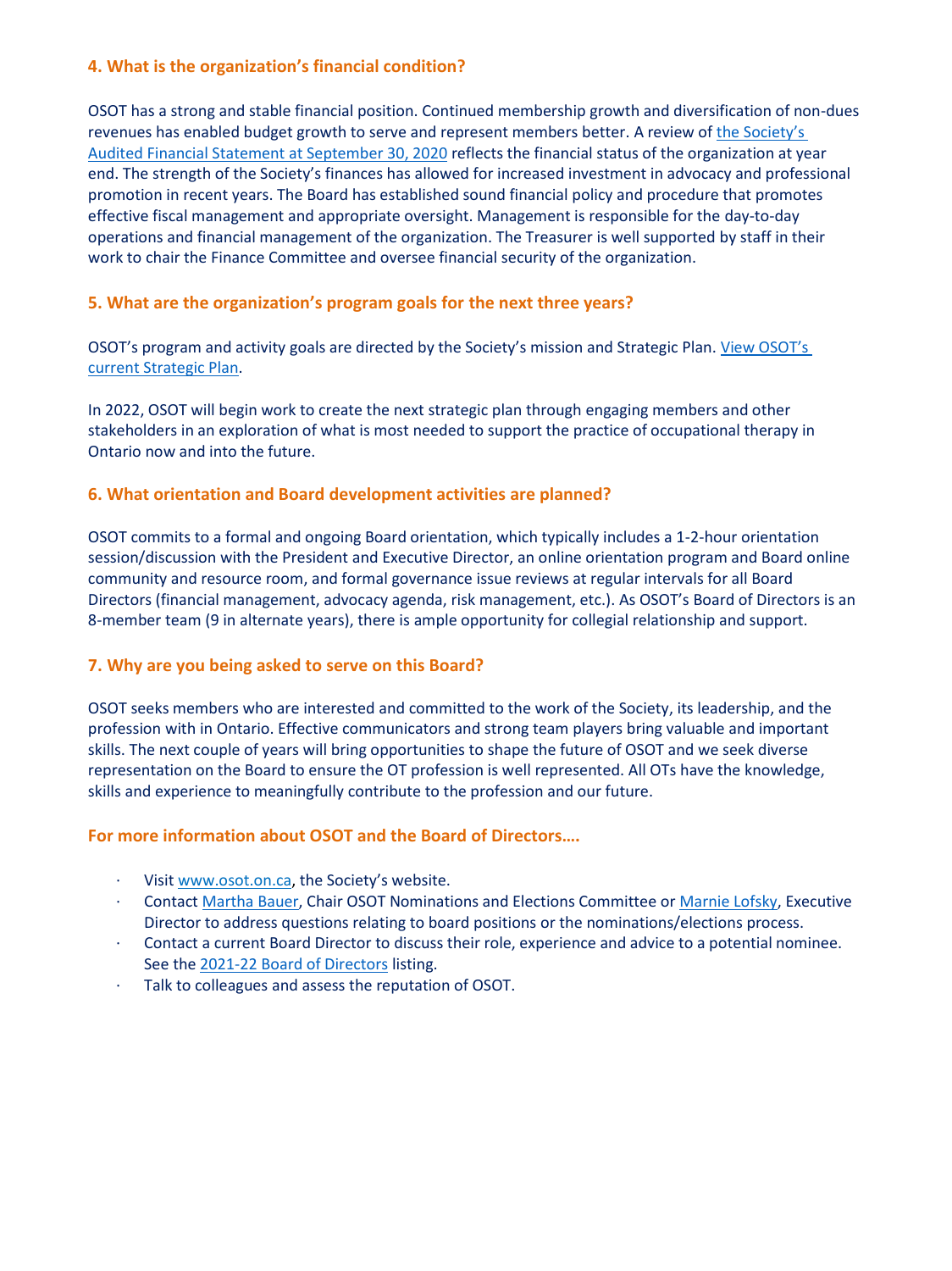### 4. What is the organization's financial condition?

OSOT has a strong and stable financial position. Continued membership growth and diversification of non-dues revenues has enabled budget growth to serve and represent members better. A review of the Society's Audited Financial Statement at September 30, 2020 reflects the financial status of the organization at year end. The strength of the Society's finances has allowed for increased investment in advocacy and professional promotion in recent years. The Board has established sound financial policy and procedure that promotes effective fiscal management and appropriate oversight. Management is responsible for the day-to-day operations and financial management of the organization. The Treasurer is well supported by staff in their work to chair the Finance Committee and oversee financial security of the organization.

### 5. What are the organization's program goals for the next three years?

OSOT's program and activity goals are directed by the Society's mission and Strategic Plan. View OSOT's current Strategic Plan.

In 2022, OSOT will begin work to create the next strategic plan through engaging members and other stakeholders in an exploration of what is most needed to support the practice of occupational therapy in Ontario now and into the future.

### 6. What orientation and Board development activities are planned?

OSOT commits to a formal and ongoing Board orientation, which typically includes a 1-2-hour orientation session/discussion with the President and Executive Director, an online orientation program and Board online community and resource room, and formal governance issue reviews at regular intervals for all Board Directors (financial management, advocacy agenda, risk management, etc.). As OSOT's Board of Directors is an 8-member team (9 in alternate years), there is ample opportunity for collegial relationship and support.

### 7. Why are you being asked to serve on this Board?

OSOT seeks members who are interested and committed to the work of the Society, its leadership, and the profession with in Ontario. Effective communicators and strong team players bring valuable and important skills. The next couple of years will bring opportunities to shape the future of OSOT and we seek diverse representation on the Board to ensure the OT profession is well represented. All OTs have the knowledge, skills and experience to meaningfully contribute to the profession and our future.

### For more information about OSOT and the Board of Directors….

- Visit www.osot.on.ca, the Society's website.
- Contact Martha Bauer, Chair OSOT Nominations and Elections Committee or Marnie Lofsky, Executive Director to address questions relating to board positions or the nominations/elections process.
- Contact a current Board Director to discuss their role, experience and advice to a potential nominee. See the 2021-22 Board of Directors listing.
- Talk to colleagues and assess the reputation of OSOT.